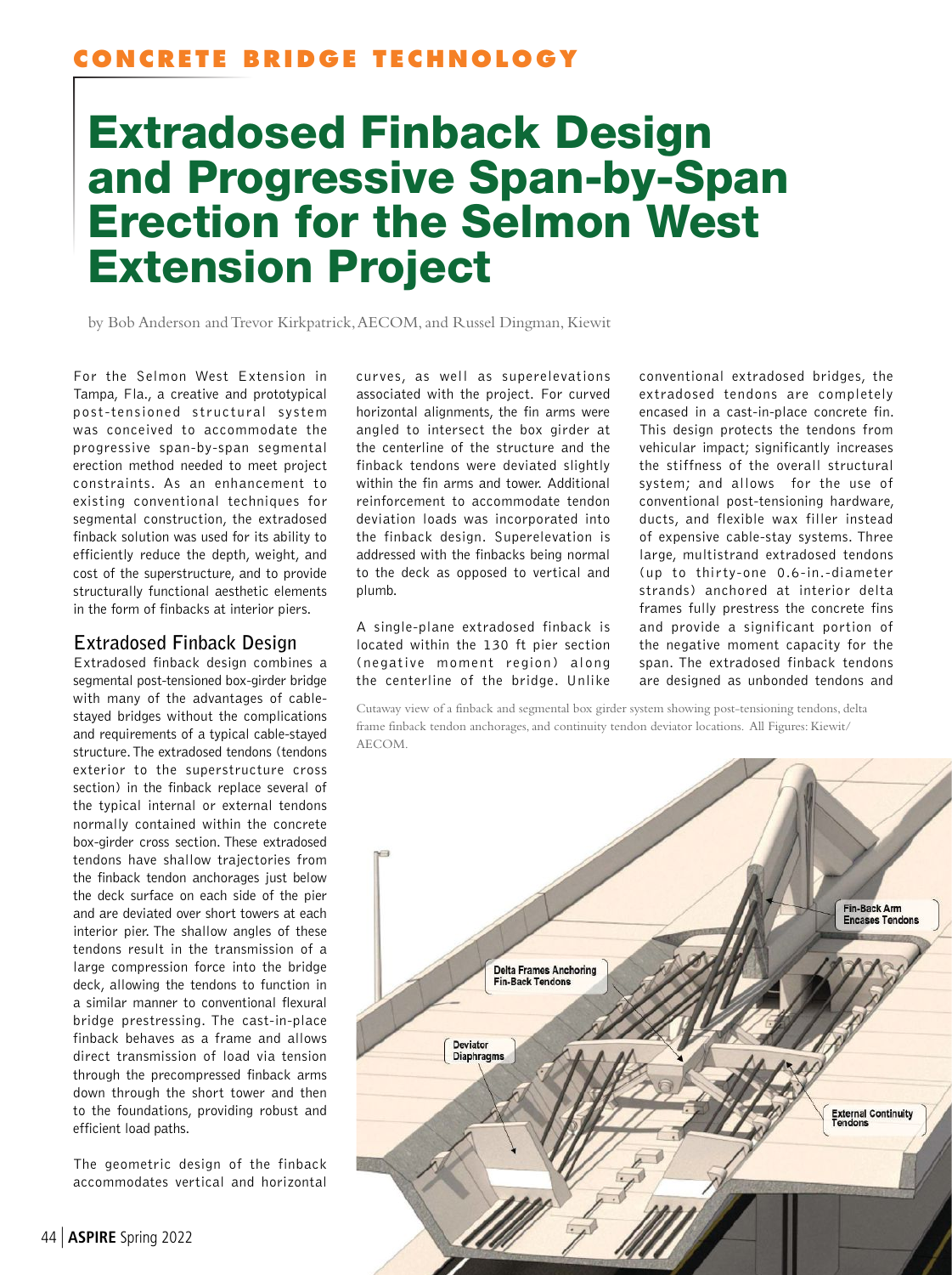CONCRETE BRIDGE TECHNOLOGY

# Extradosed Finback Design and Progressive Span-by-Span Erection for the Selmon West Extension Project

by Bob Anderson and Trevor Kirkpatrick, AECOM, and Russel Dingman, Kiewit

For the Selmon West Extension in Tampa, Fla., a creative and prototypical post-tensioned structural system was conceived to accommodate the progressive span-by-span segmental erection method needed to meet project constraints. As an enhancement to existing conventional techniques for segmental construction, the extradosed finback solution was used for its ability to efficiently reduce the depth, weight, and cost of the superstructure, and to provide structurally functional aesthetic elements in the form of finbacks at interior piers.

## Extradosed Finback Design

Extradosed finback design combines a segmental post-tensioned box-girder bridge with many of the advantages of cable-stayed bridges without the complications and requirements of a typical cable-stayed structure. The extradosed tendons (tendons exterior to the superstructure cross section) in the finback replace several of the typical internal or external tendons normally contained within the concrete box-girder cross section. These extradosed tendons have shallow trajectories from the finback tendon anchorages just below the deck surface on each side of the pier and are deviated over short towers at each interior pier. The shallow angles of these tendons result in the transmission of a large compression force into the bridge deck, allowing the tendons to function in a similar manner to conventional flexural bridge prestressing. The cast-in-place finback behaves as a frame and allows direct transmission of load via tension through the precompressed finback arms down through the short tower and then to the foundations, providing robust and efficient load paths.

The geometric design of the finback accommodates vertical and horizontal curves, as well as superelevations associated with the project. For curved horizontal alignments, the fin arms were angled to intersect the box girder at the centerline of the structure and the finback tendons were deviated slightly within the fin arms and tower. Additional reinforcement to accommodate tendon deviation loads was incorporated into the finback design. Superelevation is addressed with the finbacks being normal to the deck as opposed to vertical and plumb.

A single-plane extradosed finback is located within the 130 ft pier section (negative moment region) along the centerline of the bridge. Unlike conventional extradosed bridges, the extradosed tendons are completely encased in a cast-in-place concrete fin. This design protects the tendons from vehicular impact; significantly increases the stiffness of the overall structural system; and allows for the use of conventional post-tensioning hardware, ducts, and flexible wax filler instead of expensive cable-stay systems. Three large, multistrand extradosed tendons (up to thirty-one 0.6-in.-diameter strands) anchored at interior delta frames fully prestress the concrete fins and provide a significant portion of the negative moment capacity for the span. The extradosed finback tendons are designed as unbonded tendons and

Cutaway view of a finback and segmental box girder system showing post-tensioning tendons, delta frame finback tendon anchorages, and continuity tendon deviator locations. All Figures: Kiewit/AECOM.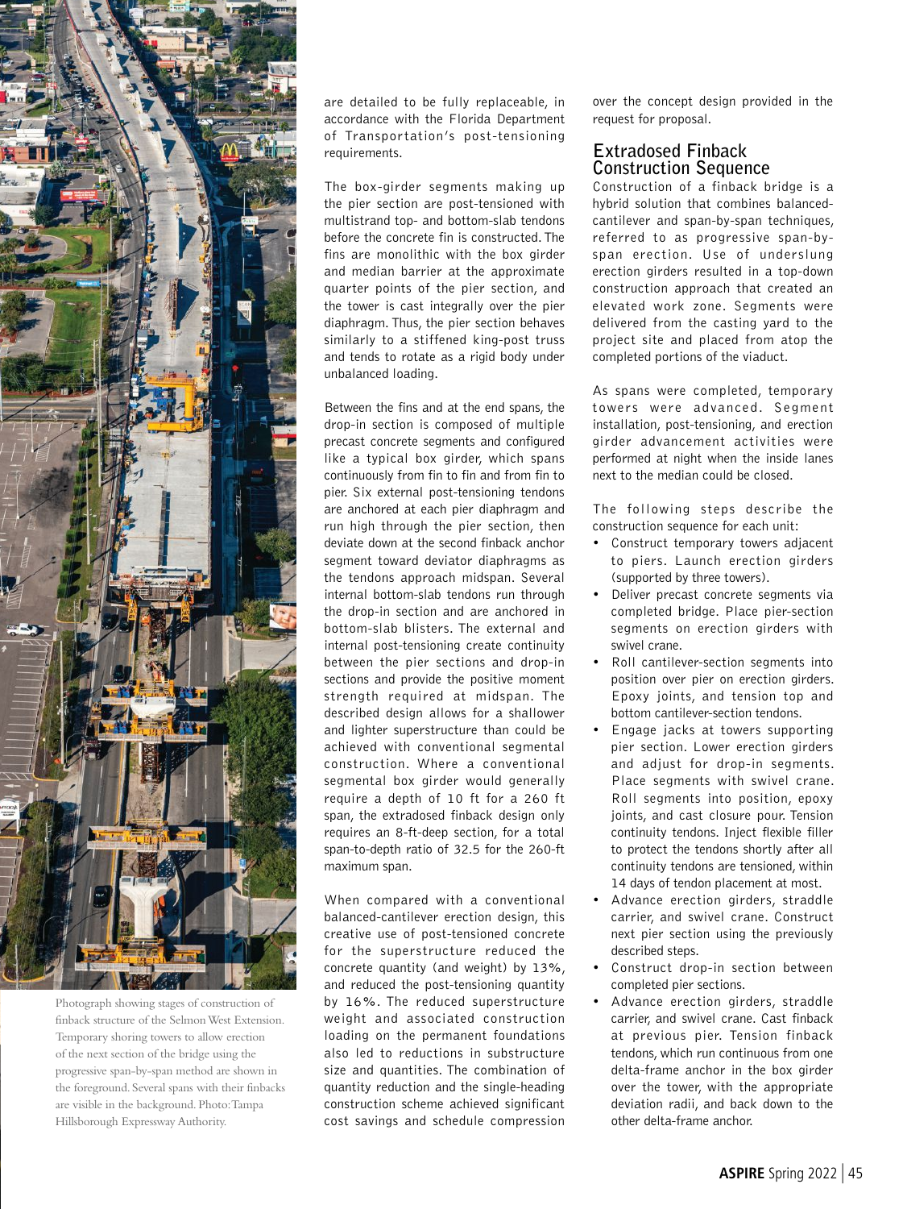are detailed to be fully replaceable, in accordance with the Florida Department of Transportation's post-tensioning requirements.

The box-girder segments making up the pier section are post-tensioned with multistrand top- and bottom-slab tendons before the concrete fin is constructed. The fins are monolithic with the box girder and median barrier at the approximate quarter points of the pier section, and the tower is cast integrally over the pier diaphragm. Thus, the pier section behaves similarly to a stiffened king-post truss and tends to rotate as a rigid body under unbalanced loading.

Between the fins and at the end spans, the drop-in section is composed of multiple precast concrete segments and configured like a typical box girder, which spans continuously from fin to fin and from fin to pier. Six external post-tensioning tendons are anchored at each pier diaphragm and run high through the pier section, then deviate down at the second finback anchor segment toward deviator diaphragms as the tendons approach midspan. Several internal bottom-slab tendons run through the drop-in section and are anchored in bottom-slab blisters. The external and internal post-tensioning create continuity between the pier sections and drop-in sections and provide the positive moment strength required at midspan. The described design allows for a shallower and lighter superstructure than could be achieved with conventional segmental construction. Where a conventional segmental box girder would generally require a depth of 10 ft for a 260 ft span, the extradosed finback design only requires an 8-ft-deep section, for a total span-to-depth ratio of 32.5 for the 260-ft maximum span.

When compared with a conventional balanced-cantilever erection design, this creative use of post-tensioned concrete for the superstructure reduced the concrete quantity (and weight) by 13%, and reduced the post-tensioning quantity by 16%. The reduced superstructure weight and associated construction loading on the permanent foundations also led to reductions in substructure size and quantities. The combination of quantity reduction and the single-heading construction scheme achieved significant cost savings and schedule compression over the concept design provided in the request for proposal.

## Extradosed Finback Construction Sequence

Construction of a finback bridge is a hybrid solution that combines balanced-cantilever and span-by-span techniques, referred to as progressive span-by-span erection. Use of underslung erection girders resulted in a top-down construction approach that created an elevated work zone. Segments were delivered from the casting yard to the project site and placed from atop the completed portions of the viaduct.

As spans were completed, temporary towers were advanced. Segment installation, post-tensioning, and erection girder advancement activities were performed at night when the inside lanes next to the median could be closed.

The following steps describe the construction sequence for each unit:

- Construct temporary towers adjacent to piers. Launch erection girders (supported by three towers).
- Deliver precast concrete segments via completed bridge. Place pier-section segments on erection girders with swivel crane.
- Roll cantilever-section segments into position over pier on erection girders. Epoxy joints, and tension top and bottom cantilever-section tendons.
- Engage jacks at towers supporting pier section. Lower erection girders and adjust for drop-in segments. Place segments with swivel crane. Roll segments into position, epoxy joints, and cast closure pour. Tension continuity tendons. Inject flexible filler to protect the tendons shortly after all continuity tendons are tensioned, within 14 days of tendon placement at most.
- Advance erection girders, straddle carrier, and swivel crane. Construct next pier section using the previously described steps.
- Construct drop-in section between completed pier sections.
- Advance erection girders, straddle carrier, and swivel crane. Cast finback at previous pier. Tension finback tendons, which run continuous from one delta-frame anchor in the box girder over the tower, with the appropriate deviation radii, and back down to the other delta-frame anchor.

Photograph showing stages of construction of finback structure of the Selmon West Extension. Temporary shoring towers to allow erection of the next section of the bridge using the progressive span-by-span method are shown in the foreground. Several spans with their finbacks are visible in the background. Photo: Tampa Hillsborough Expressway Authority.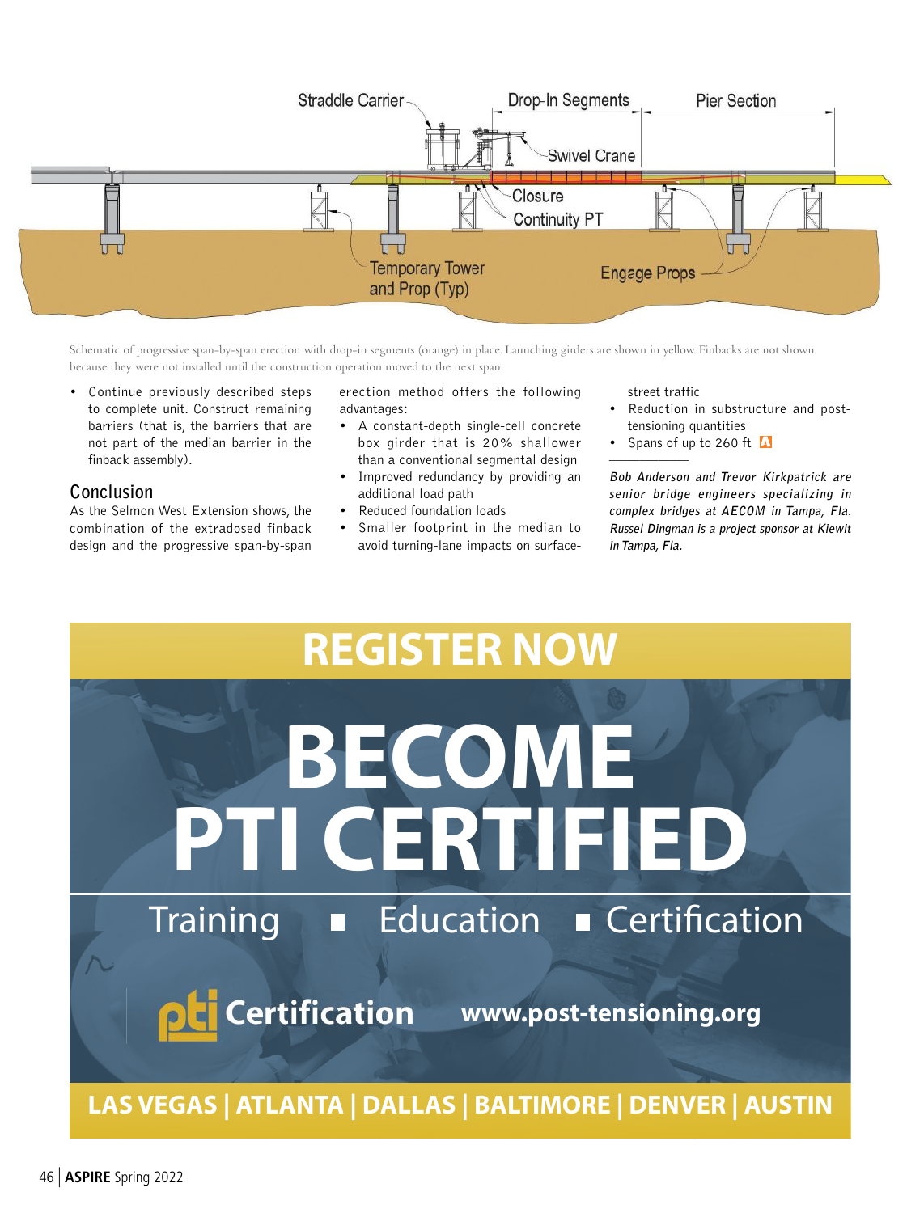Straddle Carrier

Drop-In Segments

Pier Section

Swivel Crane

Closure

Continuity PT

Temporary Tower and Prop (Typ)

Engage Props

Schematic of progressive span-by-span erection with drop-in segments (orange) in place. Launching girders are shown in yellow. Finbacks are not shown because they were not installed until the construction operation moved to the next span.

- Continue previously described steps to complete unit. Construct remaining barriers (that is, the barriers that are not part of the median barrier in the finback assembly).

## Conclusion

As the Selmon West Extension shows, the combination of the extradosed finback design and the progressive span-by-span erection method offers the following advantages:

- A constant-depth single-cell concrete box girder that is 20% shallower than a conventional segmental design
- Improved redundancy by providing an additional load path
- Reduced foundation loads
- Smaller footprint in the median to avoid turning-lane impacts on surface-street traffic
- Reduction in substructure and post-tensioning quantities
- Spans of up to 260 ft

---

***Bob Anderson and Trevor Kirkpatrick are senior bridge engineers specializing in complex bridges at AECOM in Tampa, Fla. Russel Dingman is a project sponsor at Kiewit in Tampa, Fla.***

REGISTER NOW

BECOME PTI CERTIFIED

Training ▪ Education ▪ Certification

pti Certification www.post-tensioning.org

LAS VEGAS | ATLANTA | DALLAS | BALTIMORE | DENVER | AUSTIN